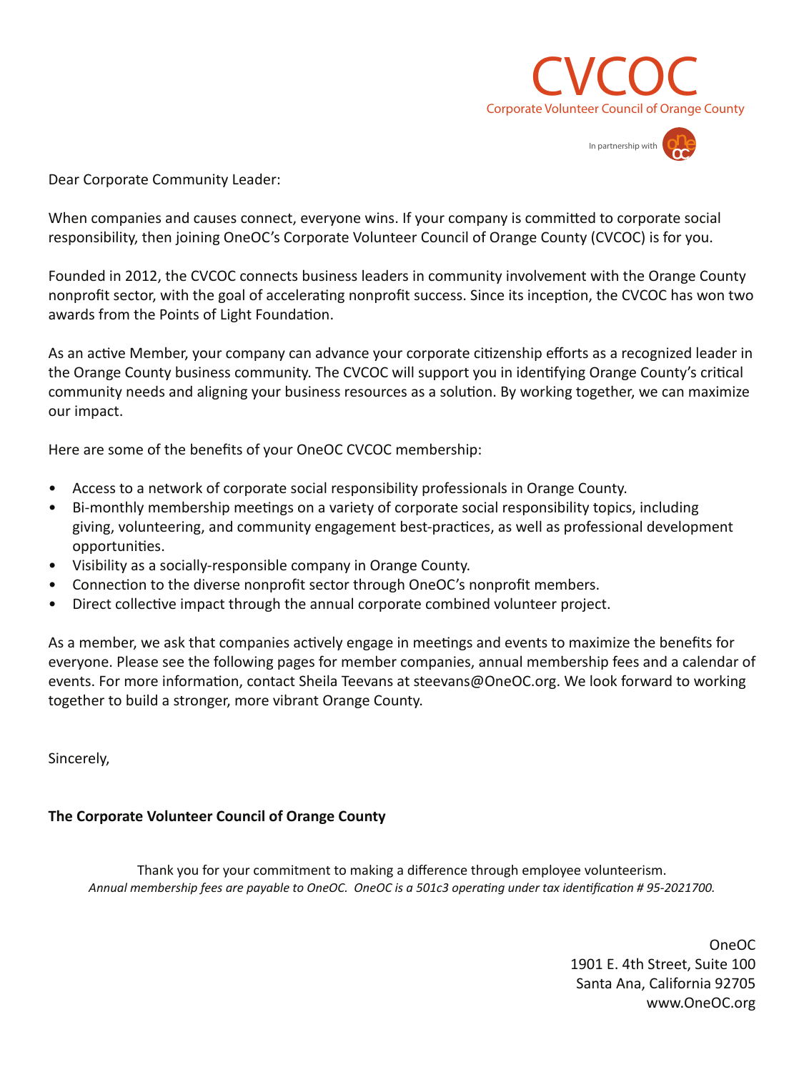# CVCOC

Corporate Volunteer Council of Orange County

In partnership with OneOC

Dear Corporate Community Leader:

When companies and causes connect, everyone wins. If your company is committed to corporate social responsibility, then joining OneOC's Corporate Volunteer Council of Orange County (CVCOC) is for you.

Founded in 2012, the CVCOC connects business leaders in community involvement with the Orange County nonprofit sector, with the goal of accelerating nonprofit success. Since its inception, the CVCOC has won two awards from the Points of Light Foundation.

As an active Member, your company can advance your corporate citizenship efforts as a recognized leader in the Orange County business community. The CVCOC will support you in identifying Orange County's critical community needs and aligning your business resources as a solution. By working together, we can maximize our impact.

Here are some of the benefits of your OneOC CVCOC membership:

- Access to a network of corporate social responsibility professionals in Orange County.
- Bi-monthly membership meetings on a variety of corporate social responsibility topics, including giving, volunteering, and community engagement best-practices, as well as professional development opportunities.
- Visibility as a socially-responsible company in Orange County.
- Connection to the diverse nonprofit sector through OneOC's nonprofit members.
- Direct collective impact through the annual corporate combined volunteer project.

As a member, we ask that companies actively engage in meetings and events to maximize the benefits for everyone. Please see the following pages for member companies, annual membership fees and a calendar of events. For more information, contact Sheila Teevans at steevans@OneOC.org. We look forward to working together to build a stronger, more vibrant Orange County.

Sincerely,

**The Corporate Volunteer Council of Orange County**

Thank you for your commitment to making a difference through employee volunteerism.

*Annual membership fees are payable to OneOC. OneOC is a 501c3 operating under tax identification # 95-2021700.*

OneOC
1901 E. 4th Street, Suite 100
Santa Ana, California 92705
www.OneOC.org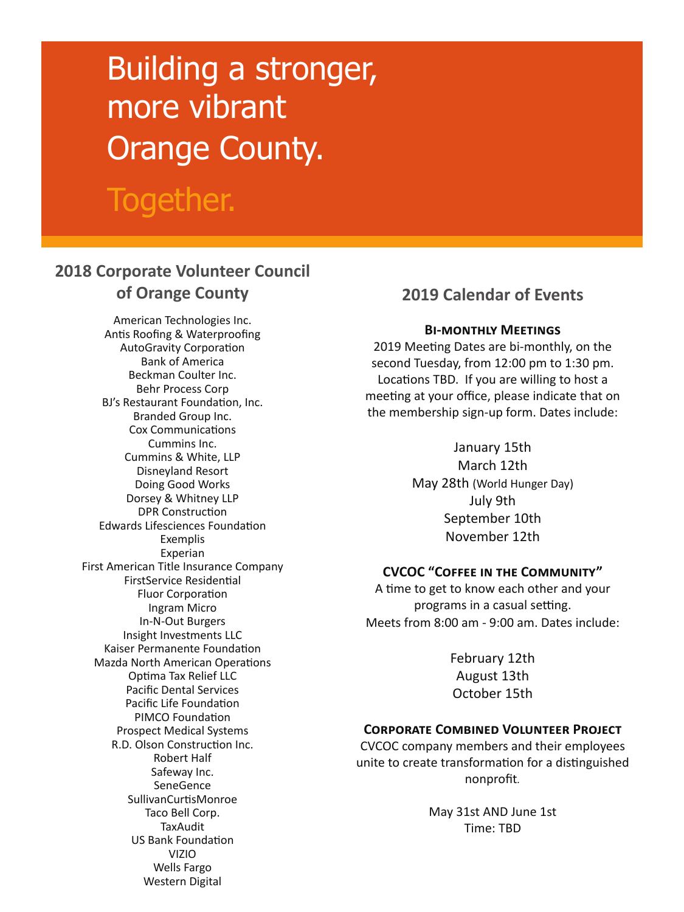# Building a stronger, more vibrant Orange County.

# Together.

## 2018 Corporate Volunteer Council of Orange County

American Technologies Inc.
Antis Roofing & Waterproofing
AutoGravity Corporation
Bank of America
Beckman Coulter Inc.
Behr Process Corp
BJ's Restaurant Foundation, Inc.
Branded Group Inc.
Cox Communications
Cummins Inc.
Cummins & White, LLP
Disneyland Resort
Doing Good Works
Dorsey & Whitney LLP
DPR Construction
Edwards Lifesciences Foundation
Exemplis
Experian
First American Title Insurance Company
FirstService Residential
Fluor Corporation
Ingram Micro
In-N-Out Burgers
Insight Investments LLC
Kaiser Permanente Foundation
Mazda North American Operations
Optima Tax Relief LLC
Pacific Dental Services
Pacific Life Foundation
PIMCO Foundation
Prospect Medical Systems
R.D. Olson Construction Inc.
Robert Half
Safeway Inc.
SeneGence
SullivanCurtisMonroe
Taco Bell Corp.
TaxAudit
US Bank Foundation
VIZIO
Wells Fargo
Western Digital

## 2019 Calendar of Events

### Bi-monthly Meetings

2019 Meeting Dates are bi-monthly, on the second Tuesday, from 12:00 pm to 1:30 pm. Locations TBD. If you are willing to host a meeting at your office, please indicate that on the membership sign-up form. Dates include:

January 15th
March 12th
May 28th (World Hunger Day)
July 9th
September 10th
November 12th

### CVCOC "Coffee in the Community"

A time to get to know each other and your programs in a casual setting.
Meets from 8:00 am - 9:00 am. Dates include:

February 12th
August 13th
October 15th

### Corporate Combined Volunteer Project

CVCOC company members and their employees unite to create transformation for a distinguished nonprofit.

May 31st AND June 1st
Time: TBD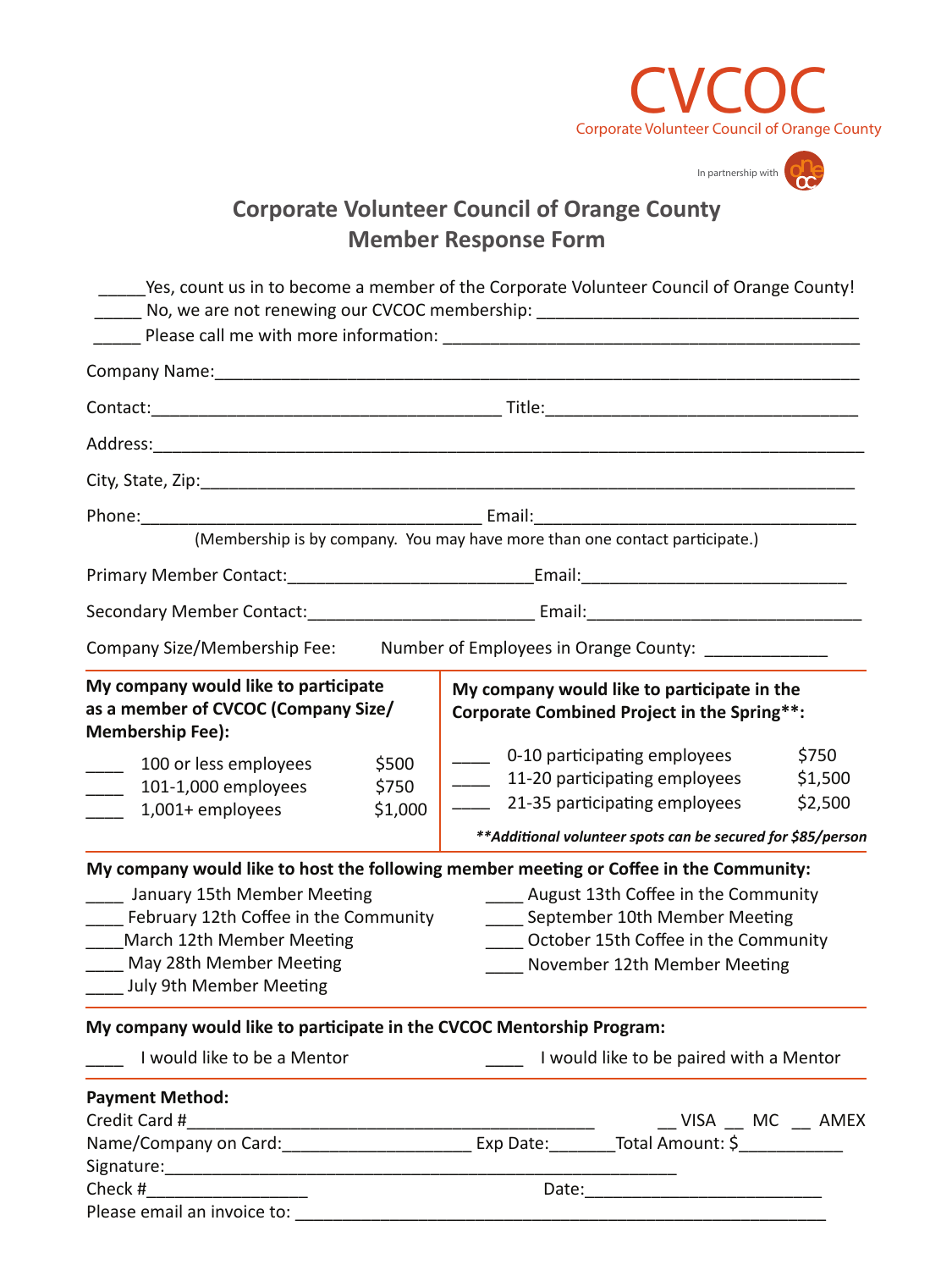CVCOC

Corporate Volunteer Council of Orange County

In partnership with OneOC

# Corporate Volunteer Council of Orange County
## Member Response Form

_____Yes, count us in to become a member of the Corporate Volunteer Council of Orange County!
_____ No, we are not renewing our CVCOC membership: ______________________________
_____ Please call me with more information: ________________________________________

Company Name:_______________________________________________________________

Contact:____________________________________ Title:______________________________

Address:_____________________________________________________________________

City, State, Zip:_______________________________________________________________

Phone:____________________________________ Email:______________________________

(Membership is by company. You may have more than one contact participate.)

Primary Member Contact:________________________Email:___________________________

Secondary Member Contact:_______________________ Email:___________________________

Company Size/Membership Fee: Number of Employees in Orange County: ____________

**My company would like to participate as a member of CVCOC (Company Size/ Membership Fee):**

____ 100 or less employees $500
____ 101-1,000 employees $750
____ 1,001+ employees $1,000

**My company would like to participate in the Corporate Combined Project in the Spring\*\*:**

____ 0-10 participating employees $750
____ 11-20 participating employees $1,500
____ 21-35 participating employees $2,500

***\*\*Additional volunteer spots can be secured for $85/person***

**My company would like to host the following member meeting or Coffee in the Community:**

____ January 15th Member Meeting
____ February 12th Coffee in the Community
____March 12th Member Meeting
____ May 28th Member Meeting
____ July 9th Member Meeting
____ August 13th Coffee in the Community
____ September 10th Member Meeting
____ October 15th Coffee in the Community
____ November 12th Member Meeting

**My company would like to participate in the CVCOC Mentorship Program:**

____ I would like to be a Mentor
____ I would like to be paired with a Mentor

**Payment Method:**

Credit Card #___________________________________________ __ VISA __ MC __ AMEX
Name/Company on Card:____________________ Exp Date:_______Total Amount: $___________
Signature:_______________________________________________________
Check #_________________ Date:_________________________
Please email an invoice to: __________________________________________________________